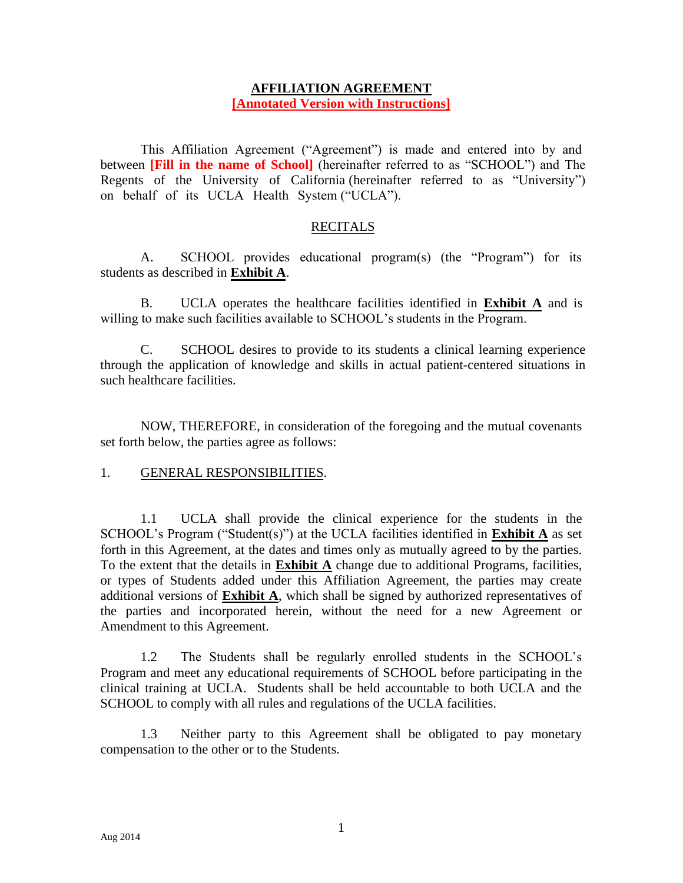# AFFILIATION AGREEMENT

**[Annotated Version with Instructions]**

This Affiliation Agreement ("Agreement") is made and entered into by and between **[Fill in the name of School]** (hereinafter referred to as "SCHOOL") and The Regents of the University of California (hereinafter referred to as "University") on behalf of its UCLA Health System ("UCLA").

## RECITALS

A. SCHOOL provides educational program(s) (the "Program") for its students as described in **Exhibit A**.

B. UCLA operates the healthcare facilities identified in **Exhibit A** and is willing to make such facilities available to SCHOOL's students in the Program.

C. SCHOOL desires to provide to its students a clinical learning experience through the application of knowledge and skills in actual patient-centered situations in such healthcare facilities.

NOW, THEREFORE, in consideration of the foregoing and the mutual covenants set forth below, the parties agree as follows:

1. GENERAL RESPONSIBILITIES.

1.1 UCLA shall provide the clinical experience for the students in the SCHOOL's Program ("Student(s)") at the UCLA facilities identified in **Exhibit A** as set forth in this Agreement, at the dates and times only as mutually agreed to by the parties. To the extent that the details in **Exhibit A** change due to additional Programs, facilities, or types of Students added under this Affiliation Agreement, the parties may create additional versions of **Exhibit A**, which shall be signed by authorized representatives of the parties and incorporated herein, without the need for a new Agreement or Amendment to this Agreement.

1.2 The Students shall be regularly enrolled students in the SCHOOL's Program and meet any educational requirements of SCHOOL before participating in the clinical training at UCLA. Students shall be held accountable to both UCLA and the SCHOOL to comply with all rules and regulations of the UCLA facilities.

1.3 Neither party to this Agreement shall be obligated to pay monetary compensation to the other or to the Students.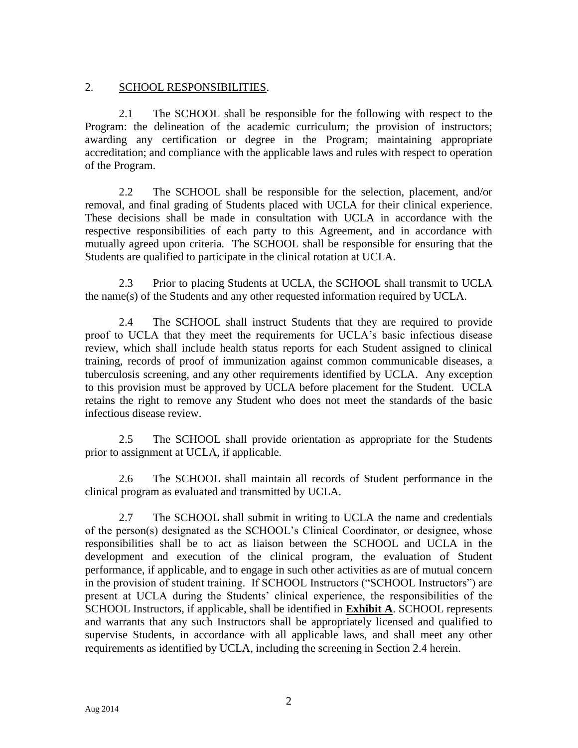## 2. <u>SCHOOL RESPONSIBILITIES</u>.

2.1 The SCHOOL shall be responsible for the following with respect to the Program: the delineation of the academic curriculum; the provision of instructors; awarding any certification or degree in the Program; maintaining appropriate accreditation; and compliance with the applicable laws and rules with respect to operation of the Program.

2.2 The SCHOOL shall be responsible for the selection, placement, and/or removal, and final grading of Students placed with UCLA for their clinical experience. These decisions shall be made in consultation with UCLA in accordance with the respective responsibilities of each party to this Agreement, and in accordance with mutually agreed upon criteria. The SCHOOL shall be responsible for ensuring that the Students are qualified to participate in the clinical rotation at UCLA.

2.3 Prior to placing Students at UCLA, the SCHOOL shall transmit to UCLA the name(s) of the Students and any other requested information required by UCLA.

2.4 The SCHOOL shall instruct Students that they are required to provide proof to UCLA that they meet the requirements for UCLA's basic infectious disease review, which shall include health status reports for each Student assigned to clinical training, records of proof of immunization against common communicable diseases, a tuberculosis screening, and any other requirements identified by UCLA. Any exception to this provision must be approved by UCLA before placement for the Student. UCLA retains the right to remove any Student who does not meet the standards of the basic infectious disease review.

2.5 The SCHOOL shall provide orientation as appropriate for the Students prior to assignment at UCLA, if applicable.

2.6 The SCHOOL shall maintain all records of Student performance in the clinical program as evaluated and transmitted by UCLA.

2.7 The SCHOOL shall submit in writing to UCLA the name and credentials of the person(s) designated as the SCHOOL's Clinical Coordinator, or designee, whose responsibilities shall be to act as liaison between the SCHOOL and UCLA in the development and execution of the clinical program, the evaluation of Student performance, if applicable, and to engage in such other activities as are of mutual concern in the provision of student training. If SCHOOL Instructors ("SCHOOL Instructors") are present at UCLA during the Students' clinical experience, the responsibilities of the SCHOOL Instructors, if applicable, shall be identified in **<u>Exhibit A</u>**. SCHOOL represents and warrants that any such Instructors shall be appropriately licensed and qualified to supervise Students, in accordance with all applicable laws, and shall meet any other requirements as identified by UCLA, including the screening in Section 2.4 herein.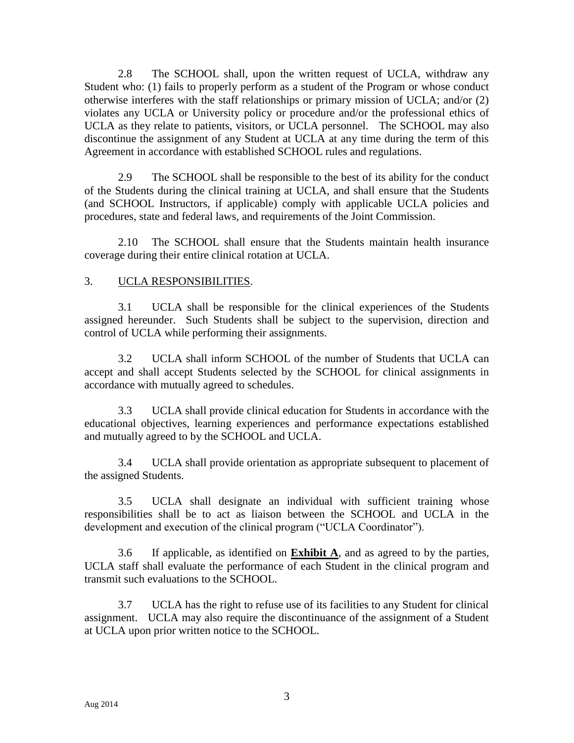2.8 The SCHOOL shall, upon the written request of UCLA, withdraw any Student who: (1) fails to properly perform as a student of the Program or whose conduct otherwise interferes with the staff relationships or primary mission of UCLA; and/or (2) violates any UCLA or University policy or procedure and/or the professional ethics of UCLA as they relate to patients, visitors, or UCLA personnel. The SCHOOL may also discontinue the assignment of any Student at UCLA at any time during the term of this Agreement in accordance with established SCHOOL rules and regulations.

2.9 The SCHOOL shall be responsible to the best of its ability for the conduct of the Students during the clinical training at UCLA, and shall ensure that the Students (and SCHOOL Instructors, if applicable) comply with applicable UCLA policies and procedures, state and federal laws, and requirements of the Joint Commission.

2.10 The SCHOOL shall ensure that the Students maintain health insurance coverage during their entire clinical rotation at UCLA.

3. UCLA RESPONSIBILITIES.

3.1 UCLA shall be responsible for the clinical experiences of the Students assigned hereunder. Such Students shall be subject to the supervision, direction and control of UCLA while performing their assignments.

3.2 UCLA shall inform SCHOOL of the number of Students that UCLA can accept and shall accept Students selected by the SCHOOL for clinical assignments in accordance with mutually agreed to schedules.

3.3 UCLA shall provide clinical education for Students in accordance with the educational objectives, learning experiences and performance expectations established and mutually agreed to by the SCHOOL and UCLA.

3.4 UCLA shall provide orientation as appropriate subsequent to placement of the assigned Students.

3.5 UCLA shall designate an individual with sufficient training whose responsibilities shall be to act as liaison between the SCHOOL and UCLA in the development and execution of the clinical program ("UCLA Coordinator").

3.6 If applicable, as identified on **Exhibit A**, and as agreed to by the parties, UCLA staff shall evaluate the performance of each Student in the clinical program and transmit such evaluations to the SCHOOL.

3.7 UCLA has the right to refuse use of its facilities to any Student for clinical assignment. UCLA may also require the discontinuance of the assignment of a Student at UCLA upon prior written notice to the SCHOOL.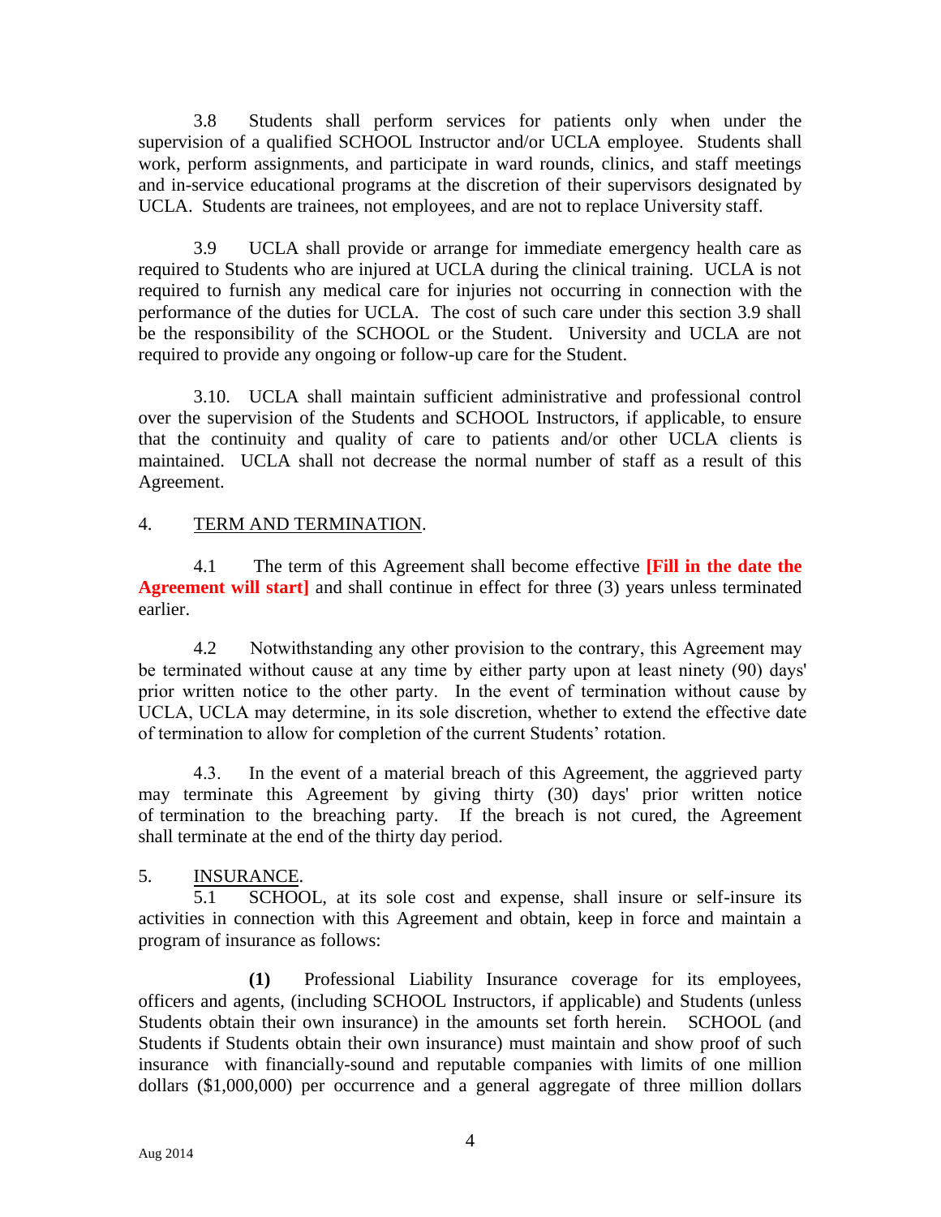3.8 Students shall perform services for patients only when under the supervision of a qualified SCHOOL Instructor and/or UCLA employee. Students shall work, perform assignments, and participate in ward rounds, clinics, and staff meetings and in-service educational programs at the discretion of their supervisors designated by UCLA. Students are trainees, not employees, and are not to replace University staff.

3.9 UCLA shall provide or arrange for immediate emergency health care as required to Students who are injured at UCLA during the clinical training. UCLA is not required to furnish any medical care for injuries not occurring in connection with the performance of the duties for UCLA. The cost of such care under this section 3.9 shall be the responsibility of the SCHOOL or the Student. University and UCLA are not required to provide any ongoing or follow-up care for the Student.

3.10. UCLA shall maintain sufficient administrative and professional control over the supervision of the Students and SCHOOL Instructors, if applicable, to ensure that the continuity and quality of care to patients and/or other UCLA clients is maintained. UCLA shall not decrease the normal number of staff as a result of this Agreement.

4. TERM AND TERMINATION.

4.1 The term of this Agreement shall become effective **[Fill in the date the Agreement will start]** and shall continue in effect for three (3) years unless terminated earlier.

4.2 Notwithstanding any other provision to the contrary, this Agreement may be terminated without cause at any time by either party upon at least ninety (90) days' prior written notice to the other party. In the event of termination without cause by UCLA, UCLA may determine, in its sole discretion, whether to extend the effective date of termination to allow for completion of the current Students' rotation.

4.3. In the event of a material breach of this Agreement, the aggrieved party may terminate this Agreement by giving thirty (30) days' prior written notice of termination to the breaching party. If the breach is not cured, the Agreement shall terminate at the end of the thirty day period.

5. INSURANCE.

5.1 SCHOOL, at its sole cost and expense, shall insure or self-insure its activities in connection with this Agreement and obtain, keep in force and maintain a program of insurance as follows:

**(1)** Professional Liability Insurance coverage for its employees, officers and agents, (including SCHOOL Instructors, if applicable) and Students (unless Students obtain their own insurance) in the amounts set forth herein. SCHOOL (and Students if Students obtain their own insurance) must maintain and show proof of such insurance with financially-sound and reputable companies with limits of one million dollars ($1,000,000) per occurrence and a general aggregate of three million dollars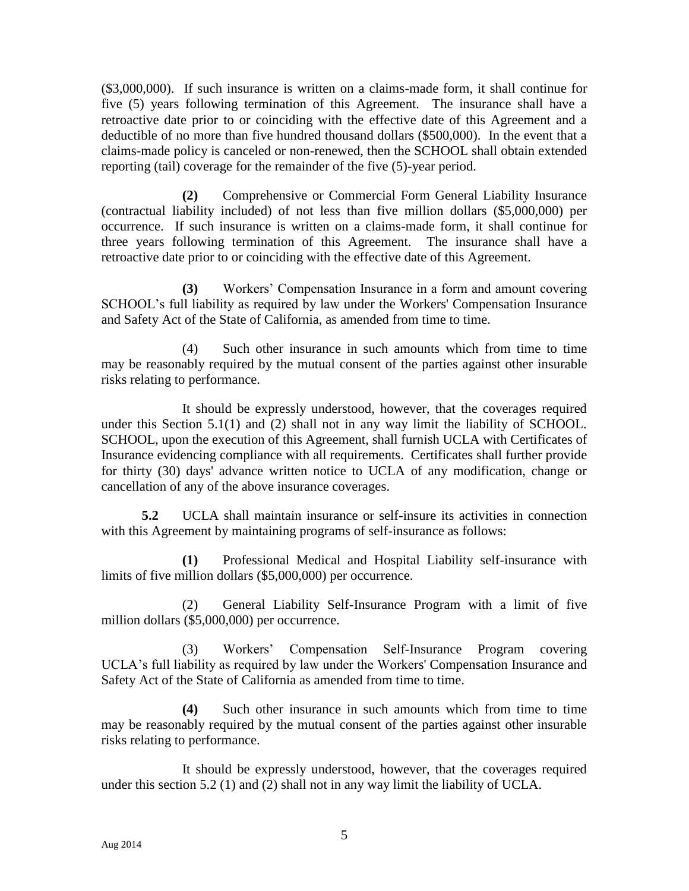($3,000,000). If such insurance is written on a claims-made form, it shall continue for five (5) years following termination of this Agreement. The insurance shall have a retroactive date prior to or coinciding with the effective date of this Agreement and a deductible of no more than five hundred thousand dollars ($500,000). In the event that a claims-made policy is canceled or non-renewed, then the SCHOOL shall obtain extended reporting (tail) coverage for the remainder of the five (5)-year period.

**(2)** Comprehensive or Commercial Form General Liability Insurance (contractual liability included) of not less than five million dollars ($5,000,000) per occurrence. If such insurance is written on a claims-made form, it shall continue for three years following termination of this Agreement. The insurance shall have a retroactive date prior to or coinciding with the effective date of this Agreement.

**(3)** Workers' Compensation Insurance in a form and amount covering SCHOOL's full liability as required by law under the Workers' Compensation Insurance and Safety Act of the State of California, as amended from time to time.

(4) Such other insurance in such amounts which from time to time may be reasonably required by the mutual consent of the parties against other insurable risks relating to performance.

It should be expressly understood, however, that the coverages required under this Section 5.1(1) and (2) shall not in any way limit the liability of SCHOOL. SCHOOL, upon the execution of this Agreement, shall furnish UCLA with Certificates of Insurance evidencing compliance with all requirements. Certificates shall further provide for thirty (30) days' advance written notice to UCLA of any modification, change or cancellation of any of the above insurance coverages.

**5.2** UCLA shall maintain insurance or self-insure its activities in connection with this Agreement by maintaining programs of self-insurance as follows:

**(1)** Professional Medical and Hospital Liability self-insurance with limits of five million dollars ($5,000,000) per occurrence.

(2) General Liability Self-Insurance Program with a limit of five million dollars ($5,000,000) per occurrence.

(3) Workers' Compensation Self-Insurance Program covering UCLA's full liability as required by law under the Workers' Compensation Insurance and Safety Act of the State of California as amended from time to time.

**(4)** Such other insurance in such amounts which from time to time may be reasonably required by the mutual consent of the parties against other insurable risks relating to performance.

It should be expressly understood, however, that the coverages required under this section 5.2 (1) and (2) shall not in any way limit the liability of UCLA.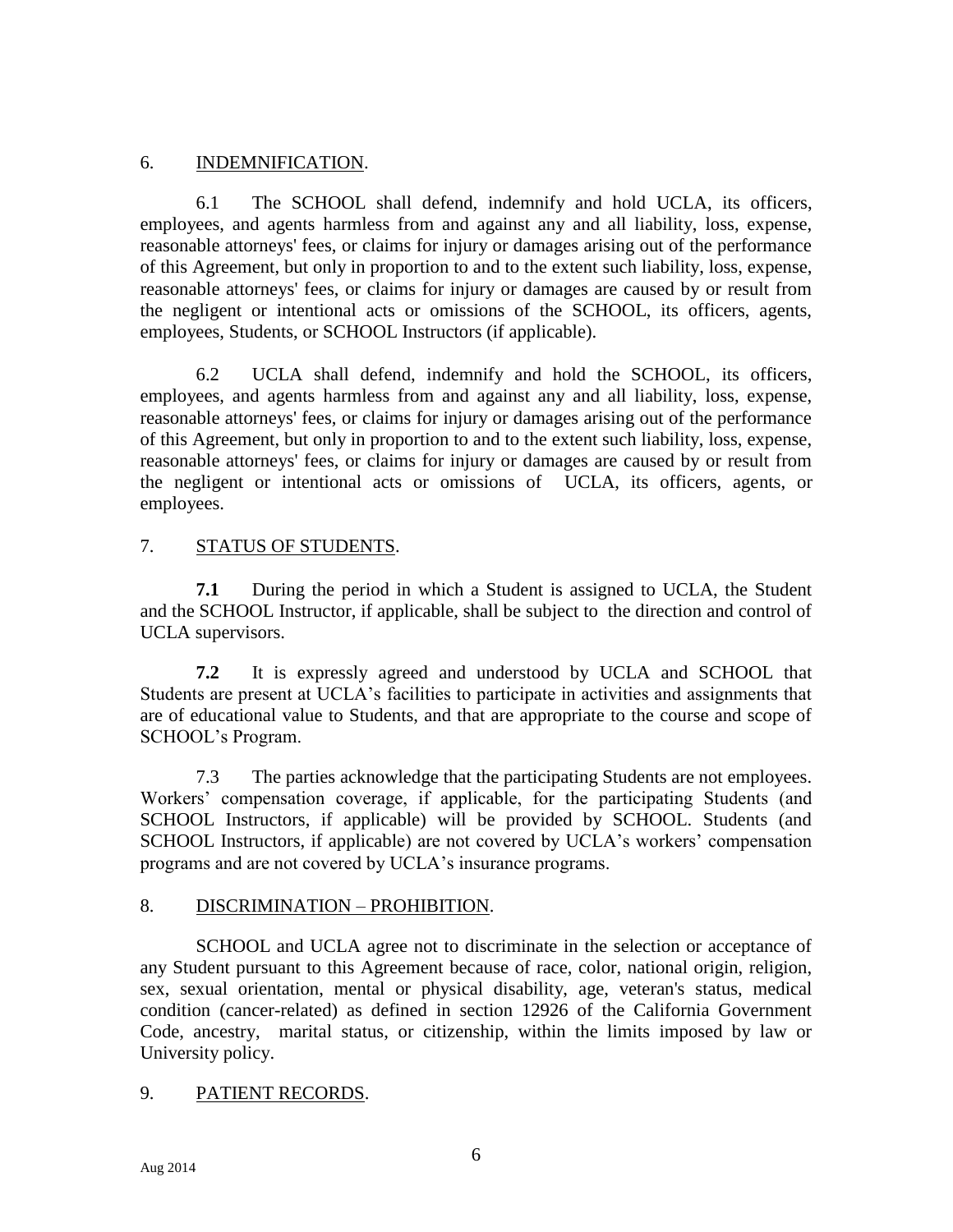6. <u>INDEMNIFICATION</u>.

6.1 The SCHOOL shall defend, indemnify and hold UCLA, its officers, employees, and agents harmless from and against any and all liability, loss, expense, reasonable attorneys' fees, or claims for injury or damages arising out of the performance of this Agreement, but only in proportion to and to the extent such liability, loss, expense, reasonable attorneys' fees, or claims for injury or damages are caused by or result from the negligent or intentional acts or omissions of the SCHOOL, its officers, agents, employees, Students, or SCHOOL Instructors (if applicable).

6.2 UCLA shall defend, indemnify and hold the SCHOOL, its officers, employees, and agents harmless from and against any and all liability, loss, expense, reasonable attorneys' fees, or claims for injury or damages arising out of the performance of this Agreement, but only in proportion to and to the extent such liability, loss, expense, reasonable attorneys' fees, or claims for injury or damages are caused by or result from the negligent or intentional acts or omissions of UCLA, its officers, agents, or employees.

7. <u>STATUS OF STUDENTS</u>.

**7.1** During the period in which a Student is assigned to UCLA, the Student and the SCHOOL Instructor, if applicable, shall be subject to the direction and control of UCLA supervisors.

**7.2** It is expressly agreed and understood by UCLA and SCHOOL that Students are present at UCLA's facilities to participate in activities and assignments that are of educational value to Students, and that are appropriate to the course and scope of SCHOOL's Program.

7.3 The parties acknowledge that the participating Students are not employees. Workers' compensation coverage, if applicable, for the participating Students (and SCHOOL Instructors, if applicable) will be provided by SCHOOL. Students (and SCHOOL Instructors, if applicable) are not covered by UCLA's workers' compensation programs and are not covered by UCLA's insurance programs.

8. <u>DISCRIMINATION – PROHIBITION</u>.

SCHOOL and UCLA agree not to discriminate in the selection or acceptance of any Student pursuant to this Agreement because of race, color, national origin, religion, sex, sexual orientation, mental or physical disability, age, veteran's status, medical condition (cancer-related) as defined in section 12926 of the California Government Code, ancestry, marital status, or citizenship, within the limits imposed by law or University policy.

9. <u>PATIENT RECORDS</u>.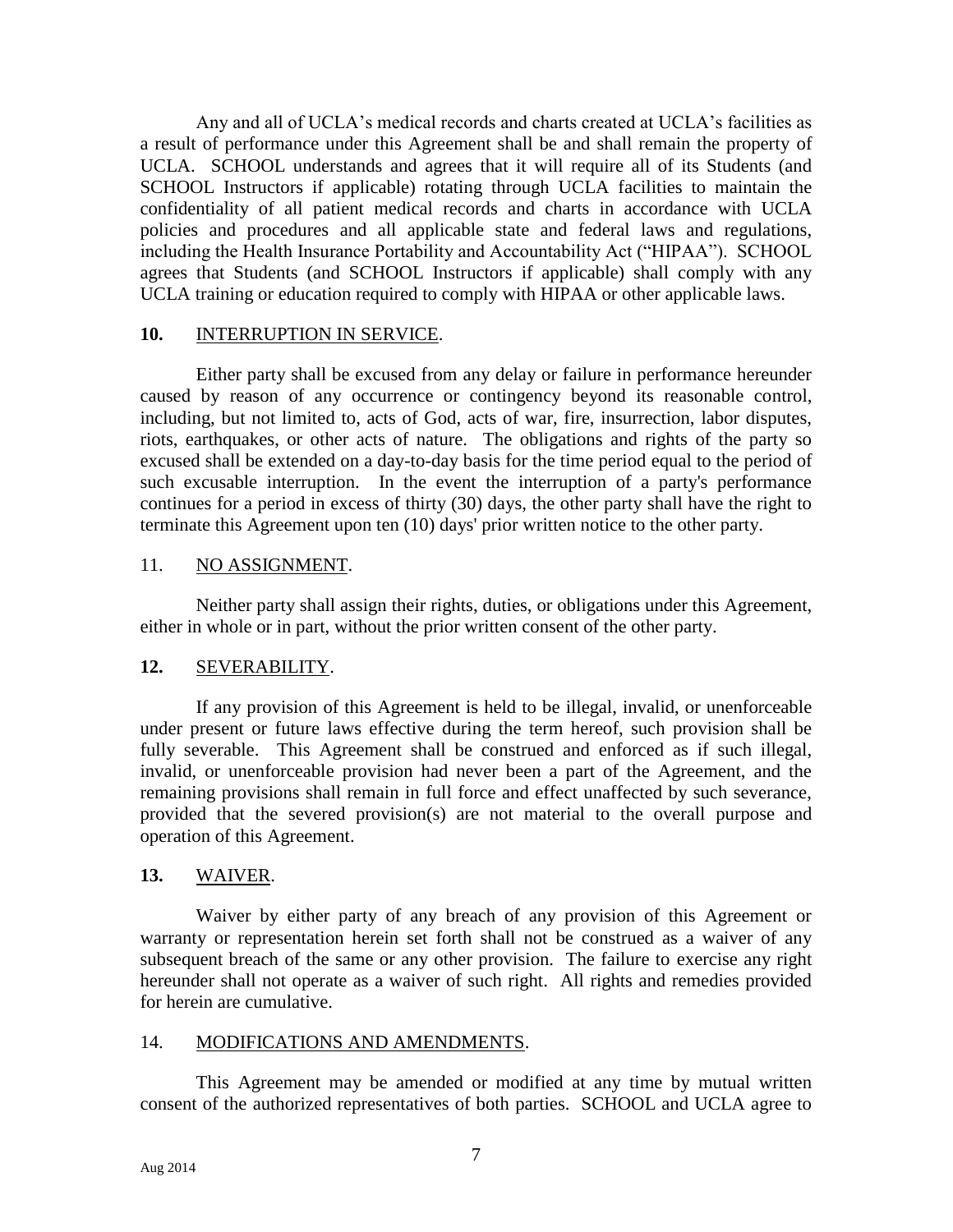Any and all of UCLA's medical records and charts created at UCLA's facilities as a result of performance under this Agreement shall be and shall remain the property of UCLA. SCHOOL understands and agrees that it will require all of its Students (and SCHOOL Instructors if applicable) rotating through UCLA facilities to maintain the confidentiality of all patient medical records and charts in accordance with UCLA policies and procedures and all applicable state and federal laws and regulations, including the Health Insurance Portability and Accountability Act ("HIPAA"). SCHOOL agrees that Students (and SCHOOL Instructors if applicable) shall comply with any UCLA training or education required to comply with HIPAA or other applicable laws.

**10.** <u>INTERRUPTION IN SERVICE</u>.

Either party shall be excused from any delay or failure in performance hereunder caused by reason of any occurrence or contingency beyond its reasonable control, including, but not limited to, acts of God, acts of war, fire, insurrection, labor disputes, riots, earthquakes, or other acts of nature. The obligations and rights of the party so excused shall be extended on a day-to-day basis for the time period equal to the period of such excusable interruption. In the event the interruption of a party's performance continues for a period in excess of thirty (30) days, the other party shall have the right to terminate this Agreement upon ten (10) days' prior written notice to the other party.

11. <u>NO ASSIGNMENT</u>.

Neither party shall assign their rights, duties, or obligations under this Agreement, either in whole or in part, without the prior written consent of the other party.

**12.** <u>SEVERABILITY</u>.

If any provision of this Agreement is held to be illegal, invalid, or unenforceable under present or future laws effective during the term hereof, such provision shall be fully severable. This Agreement shall be construed and enforced as if such illegal, invalid, or unenforceable provision had never been a part of the Agreement, and the remaining provisions shall remain in full force and effect unaffected by such severance, provided that the severed provision(s) are not material to the overall purpose and operation of this Agreement.

**13.** <u>WAIVER</u>.

Waiver by either party of any breach of any provision of this Agreement or warranty or representation herein set forth shall not be construed as a waiver of any subsequent breach of the same or any other provision. The failure to exercise any right hereunder shall not operate as a waiver of such right. All rights and remedies provided for herein are cumulative.

14. <u>MODIFICATIONS AND AMENDMENTS</u>.

This Agreement may be amended or modified at any time by mutual written consent of the authorized representatives of both parties. SCHOOL and UCLA agree to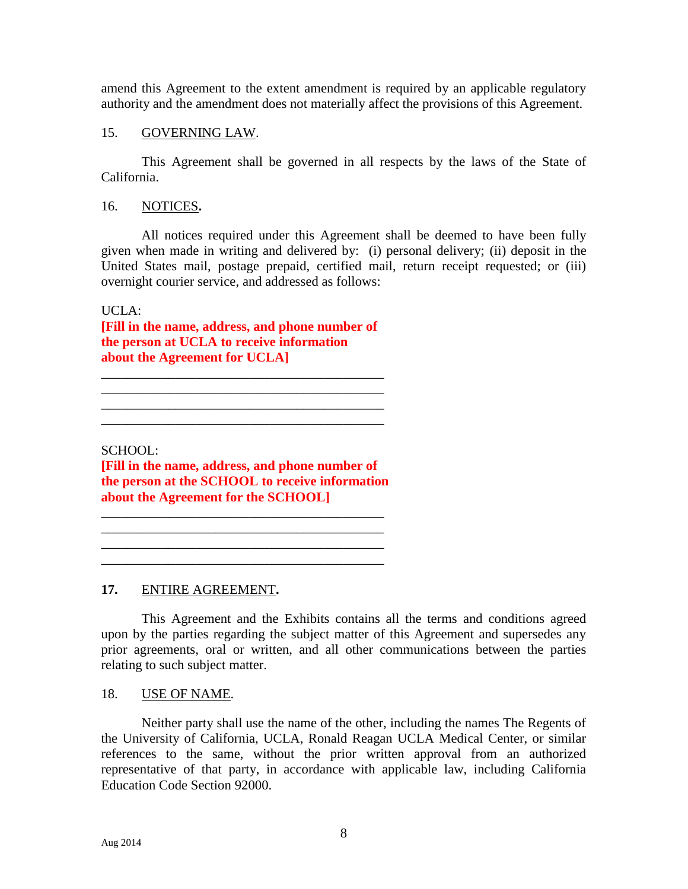amend this Agreement to the extent amendment is required by an applicable regulatory authority and the amendment does not materially affect the provisions of this Agreement.

15. GOVERNING LAW.

This Agreement shall be governed in all respects by the laws of the State of California.

16. NOTICES.

All notices required under this Agreement shall be deemed to have been fully given when made in writing and delivered by: (i) personal delivery; (ii) deposit in the United States mail, postage prepaid, certified mail, return receipt requested; or (iii) overnight courier service, and addressed as follows:

UCLA:
**[Fill in the name, address, and phone number of the person at UCLA to receive information about the Agreement for UCLA]**

\_\_\_\_\_\_\_\_\_\_\_\_\_\_\_\_\_\_\_\_\_\_\_\_\_\_\_\_\_\_\_\_\_\_\_\_\_\_\_\_
\_\_\_\_\_\_\_\_\_\_\_\_\_\_\_\_\_\_\_\_\_\_\_\_\_\_\_\_\_\_\_\_\_\_\_\_\_\_\_\_
\_\_\_\_\_\_\_\_\_\_\_\_\_\_\_\_\_\_\_\_\_\_\_\_\_\_\_\_\_\_\_\_\_\_\_\_\_\_\_\_
\_\_\_\_\_\_\_\_\_\_\_\_\_\_\_\_\_\_\_\_\_\_\_\_\_\_\_\_\_\_\_\_\_\_\_\_\_\_\_\_

SCHOOL:
**[Fill in the name, address, and phone number of the person at the SCHOOL to receive information about the Agreement for the SCHOOL]**

\_\_\_\_\_\_\_\_\_\_\_\_\_\_\_\_\_\_\_\_\_\_\_\_\_\_\_\_\_\_\_\_\_\_\_\_\_\_\_\_
\_\_\_\_\_\_\_\_\_\_\_\_\_\_\_\_\_\_\_\_\_\_\_\_\_\_\_\_\_\_\_\_\_\_\_\_\_\_\_\_
\_\_\_\_\_\_\_\_\_\_\_\_\_\_\_\_\_\_\_\_\_\_\_\_\_\_\_\_\_\_\_\_\_\_\_\_\_\_\_\_
\_\_\_\_\_\_\_\_\_\_\_\_\_\_\_\_\_\_\_\_\_\_\_\_\_\_\_\_\_\_\_\_\_\_\_\_\_\_\_\_

**17.** ENTIRE AGREEMENT.

This Agreement and the Exhibits contains all the terms and conditions agreed upon by the parties regarding the subject matter of this Agreement and supersedes any prior agreements, oral or written, and all other communications between the parties relating to such subject matter.

18. USE OF NAME.

Neither party shall use the name of the other, including the names The Regents of the University of California, UCLA, Ronald Reagan UCLA Medical Center, or similar references to the same, without the prior written approval from an authorized representative of that party, in accordance with applicable law, including California Education Code Section 92000.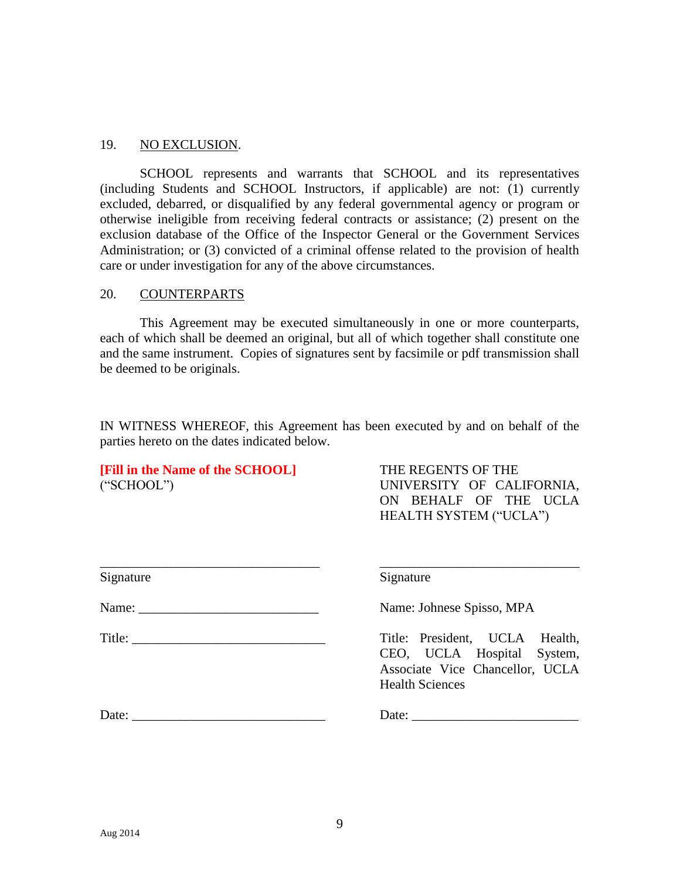## 19. NO EXCLUSION.

SCHOOL represents and warrants that SCHOOL and its representatives (including Students and SCHOOL Instructors, if applicable) are not: (1) currently excluded, debarred, or disqualified by any federal governmental agency or program or otherwise ineligible from receiving federal contracts or assistance; (2) present on the exclusion database of the Office of the Inspector General or the Government Services Administration; or (3) convicted of a criminal offense related to the provision of health care or under investigation for any of the above circumstances.

## 20. COUNTERPARTS

This Agreement may be executed simultaneously in one or more counterparts, each of which shall be deemed an original, but all of which together shall constitute one and the same instrument. Copies of signatures sent by facsimile or pdf transmission shall be deemed to be originals.

IN WITNESS WHEREOF, this Agreement has been executed by and on behalf of the parties hereto on the dates indicated below.

| **[Fill in the Name of the SCHOOL]** ("SCHOOL") | THE REGENTS OF THE UNIVERSITY OF CALIFORNIA, ON BEHALF OF THE UCLA HEALTH SYSTEM ("UCLA") |
|---|---|
| ______________________________ Signature | ______________________________ Signature |
| Name: ________________________ | Name: Johnese Spisso, MPA |
| Title: _________________________ | Title: President, UCLA Health, CEO, UCLA Hospital System, Associate Vice Chancellor, UCLA Health Sciences |
| Date: _________________________ | Date: ______________________ |

Aug 2014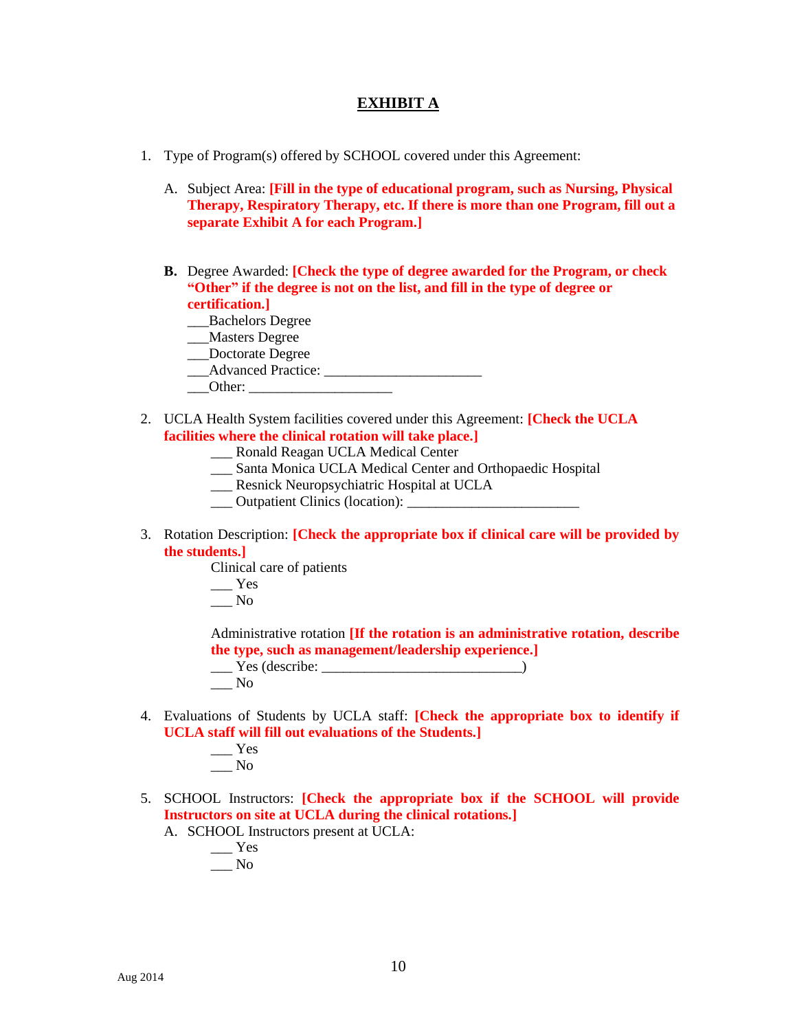# EXHIBIT A

1. Type of Program(s) offered by SCHOOL covered under this Agreement:

   A. Subject Area: **[Fill in the type of educational program, such as Nursing, Physical Therapy, Respiratory Therapy, etc. If there is more than one Program, fill out a separate Exhibit A for each Program.]**

   **B.** Degree Awarded: **[Check the type of degree awarded for the Program, or check "Other" if the degree is not on the list, and fill in the type of degree or certification.]**

   ___Bachelors Degree
   ___Masters Degree
   ___Doctorate Degree
   ___Advanced Practice: ______________________
   ___Other: ____________________

2. UCLA Health System facilities covered under this Agreement: **[Check the UCLA facilities where the clinical rotation will take place.]**

   ___ Ronald Reagan UCLA Medical Center
   ___ Santa Monica UCLA Medical Center and Orthopaedic Hospital
   ___ Resnick Neuropsychiatric Hospital at UCLA
   ___ Outpatient Clinics (location): ________________________

3. Rotation Description: **[Check the appropriate box if clinical care will be provided by the students.]**

   Clinical care of patients
   ___ Yes
   ___ No

   Administrative rotation **[If the rotation is an administrative rotation, describe the type, such as management/leadership experience.]**
   ___ Yes (describe: ____________________________)
   ___ No

4. Evaluations of Students by UCLA staff: **[Check the appropriate box to identify if UCLA staff will fill out evaluations of the Students.]**

   ___ Yes
   ___ No

5. SCHOOL Instructors: **[Check the appropriate box if the SCHOOL will provide Instructors on site at UCLA during the clinical rotations.]**

   A. SCHOOL Instructors present at UCLA:
   ___ Yes
   ___ No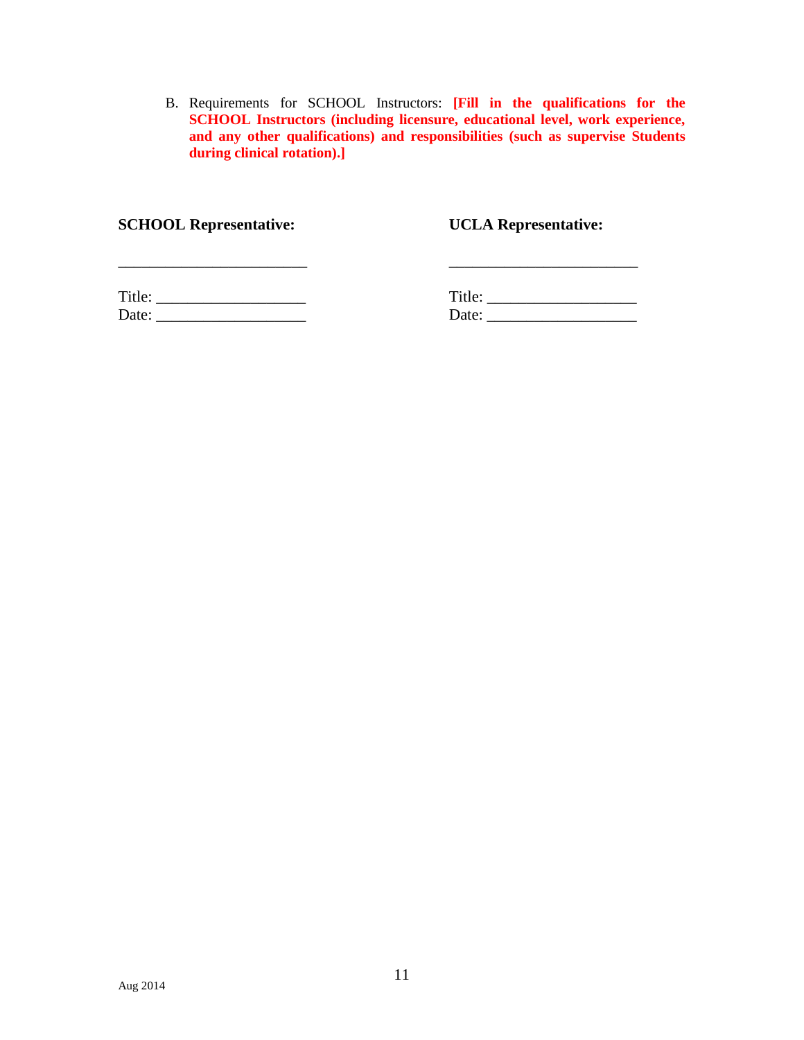B. Requirements for SCHOOL Instructors: **[Fill in the qualifications for the SCHOOL Instructors (including licensure, educational level, work experience, and any other qualifications) and responsibilities (such as supervise Students during clinical rotation).]**

**SCHOOL Representative:**

________________________

Title: ___________________
Date: ___________________

**UCLA Representative:**

________________________

Title: ___________________
Date: ___________________

Aug 2014